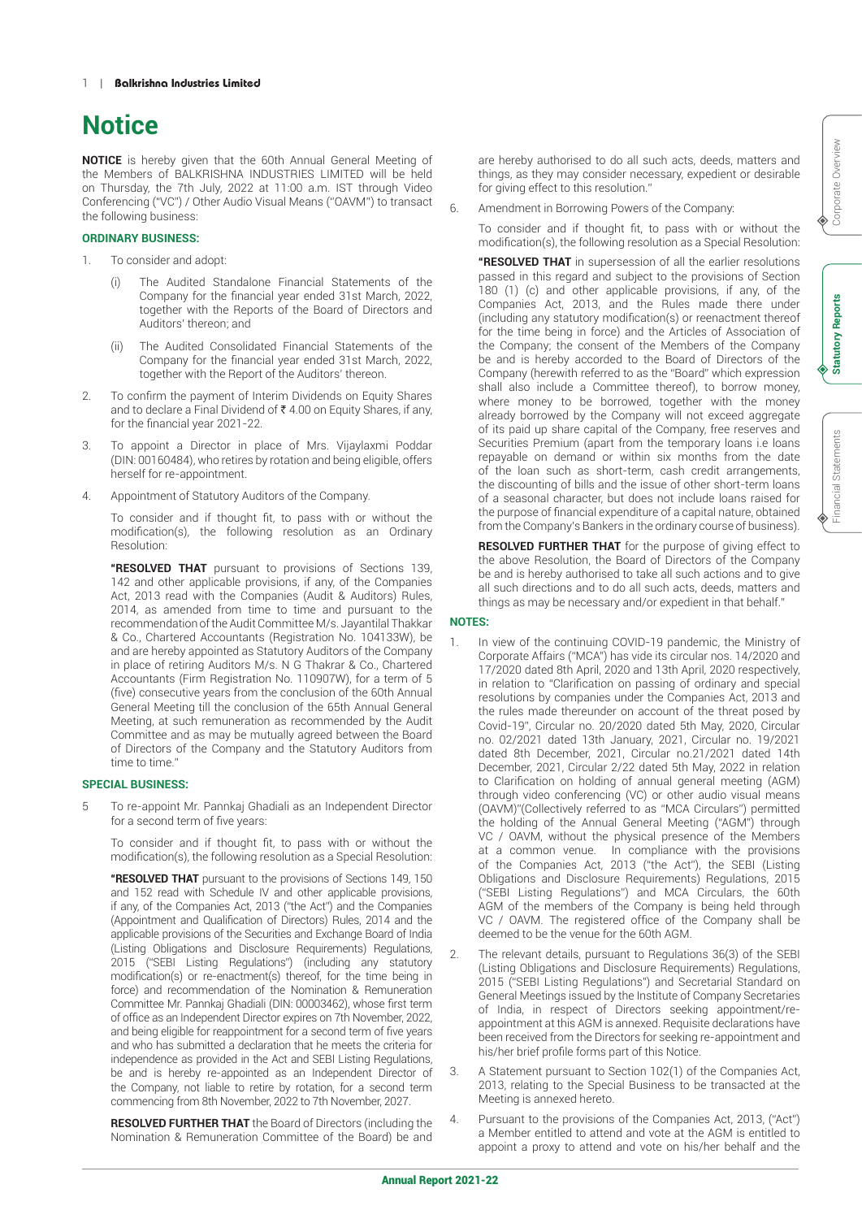# Notice

**NOTICE** is hereby given that the 60th Annual General Meeting of the Members of BALKRISHNA INDUSTRIES LIMITED will be held on Thursday, the 7th July, 2022 at 11:00 a.m. IST through Video Conferencing ("VC") / Other Audio Visual Means ("OAVM") to transact the following business:

**ORDINARY BUSINESS:**

1. To consider and adopt:
   - (i) The Audited Standalone Financial Statements of the Company for the financial year ended 31st March, 2022, together with the Reports of the Board of Directors and Auditors' thereon; and
   - (ii) The Audited Consolidated Financial Statements of the Company for the financial year ended 31st March, 2022, together with the Report of the Auditors' thereon.
2. To confirm the payment of Interim Dividends on Equity Shares and to declare a Final Dividend of ₹ 4.00 on Equity Shares, if any, for the financial year 2021-22.
3. To appoint a Director in place of Mrs. Vijaylaxmi Poddar (DIN: 00160484), who retires by rotation and being eligible, offers herself for re-appointment.
4. Appointment of Statutory Auditors of the Company.

   To consider and if thought fit, to pass with or without the modification(s), the following resolution as an Ordinary Resolution:

   **"RESOLVED THAT** pursuant to provisions of Sections 139, 142 and other applicable provisions, if any, of the Companies Act, 2013 read with the Companies (Audit & Auditors) Rules, 2014, as amended from time to time and pursuant to the recommendation of the Audit Committee M/s. Jayantilal Thakkar & Co., Chartered Accountants (Registration No. 104133W), be and are hereby appointed as Statutory Auditors of the Company in place of retiring Auditors M/s. N G Thakrar & Co., Chartered Accountants (Firm Registration No. 110907W), for a term of 5 (five) consecutive years from the conclusion of the 60th Annual General Meeting till the conclusion of the 65th Annual General Meeting, at such remuneration as recommended by the Audit Committee and as may be mutually agreed between the Board of Directors of the Company and the Statutory Auditors from time to time."

**SPECIAL BUSINESS:**

5. To re-appoint Mr. Pannkaj Ghadiali as an Independent Director for a second term of five years:

   To consider and if thought fit, to pass with or without the modification(s), the following resolution as a Special Resolution:

   **"RESOLVED THAT** pursuant to the provisions of Sections 149, 150 and 152 read with Schedule IV and other applicable provisions, if any, of the Companies Act, 2013 ("the Act") and the Companies (Appointment and Qualification of Directors) Rules, 2014 and the applicable provisions of the Securities and Exchange Board of India (Listing Obligations and Disclosure Requirements) Regulations, 2015 ("SEBI Listing Regulations") (including any statutory modification(s) or re-enactment(s) thereof, for the time being in force) and recommendation of the Nomination & Remuneration Committee Mr. Pannkaj Ghadiali (DIN: 00003462), whose first term of office as an Independent Director expires on 7th November, 2022, and being eligible for reappointment for a second term of five years and who has submitted a declaration that he meets the criteria for independence as provided in the Act and SEBI Listing Regulations, be and is hereby re-appointed as an Independent Director of the Company, not liable to retire by rotation, for a second term commencing from 8th November, 2022 to 7th November, 2027.

   **RESOLVED FURTHER THAT** the Board of Directors (including the Nomination & Remuneration Committee of the Board) be and are hereby authorised to do all such acts, deeds, matters and things, as they may consider necessary, expedient or desirable for giving effect to this resolution."

6. Amendment in Borrowing Powers of the Company:

   To consider and if thought fit, to pass with or without the modification(s), the following resolution as a Special Resolution:

   **"RESOLVED THAT** in supersession of all the earlier resolutions passed in this regard and subject to the provisions of Section 180 (1) (c) and other applicable provisions, if any, of the Companies Act, 2013, and the Rules made there under (including any statutory modification(s) or reenactment thereof for the time being in force) and the Articles of Association of the Company; the consent of the Members of the Company be and is hereby accorded to the Board of Directors of the Company (herewith referred to as the "Board" which expression shall also include a Committee thereof), to borrow money, where money to be borrowed, together with the money already borrowed by the Company will not exceed aggregate of its paid up share capital of the Company, free reserves and Securities Premium (apart from the temporary loans i.e loans repayable on demand or within six months from the date of the loan such as short-term, cash credit arrangements, the discounting of bills and the issue of other short-term loans of a seasonal character, but does not include loans raised for the purpose of financial expenditure of a capital nature, obtained from the Company's Bankers in the ordinary course of business).

   **RESOLVED FURTHER THAT** for the purpose of giving effect to the above Resolution, the Board of Directors of the Company be and is hereby authorised to take all such actions and to give all such directions and to do all such acts, deeds, matters and things as may be necessary and/or expedient in that behalf."

**NOTES:**

1. In view of the continuing COVID-19 pandemic, the Ministry of Corporate Affairs ("MCA") has vide its circular nos. 14/2020 and 17/2020 dated 8th April, 2020 and 13th April, 2020 respectively, in relation to "Clarification on passing of ordinary and special resolutions by companies under the Companies Act, 2013 and the rules made thereunder on account of the threat posed by Covid-19", Circular no. 20/2020 dated 5th May, 2020, Circular no. 02/2021 dated 13th January, 2021, Circular no. 19/2021 dated 8th December, 2021, Circular no.21/2021 dated 14th December, 2021, Circular 2/22 dated 5th May, 2022 in relation to Clarification on holding of annual general meeting (AGM) through video conferencing (VC) or other audio visual means (OAVM)"(Collectively referred to as "MCA Circulars") permitted the holding of the Annual General Meeting ("AGM") through VC / OAVM, without the physical presence of the Members at a common venue. In compliance with the provisions of the Companies Act, 2013 ("the Act"), the SEBI (Listing Obligations and Disclosure Requirements) Regulations, 2015 ("SEBI Listing Regulations") and MCA Circulars, the 60th AGM of the members of the Company is being held through VC / OAVM. The registered office of the Company shall be deemed to be the venue for the 60th AGM.
2. The relevant details, pursuant to Regulations 36(3) of the SEBI (Listing Obligations and Disclosure Requirements) Regulations, 2015 ("SEBI Listing Regulations") and Secretarial Standard on General Meetings issued by the Institute of Company Secretaries of India, in respect of Directors seeking appointment/re-appointment at this AGM is annexed. Requisite declarations have been received from the Directors for seeking re-appointment and his/her brief profile forms part of this Notice.
3. A Statement pursuant to Section 102(1) of the Companies Act, 2013, relating to the Special Business to be transacted at the Meeting is annexed hereto.
4. Pursuant to the provisions of the Companies Act, 2013, ("Act") a Member entitled to attend and vote at the AGM is entitled to appoint a proxy to attend and vote on his/her behalf and the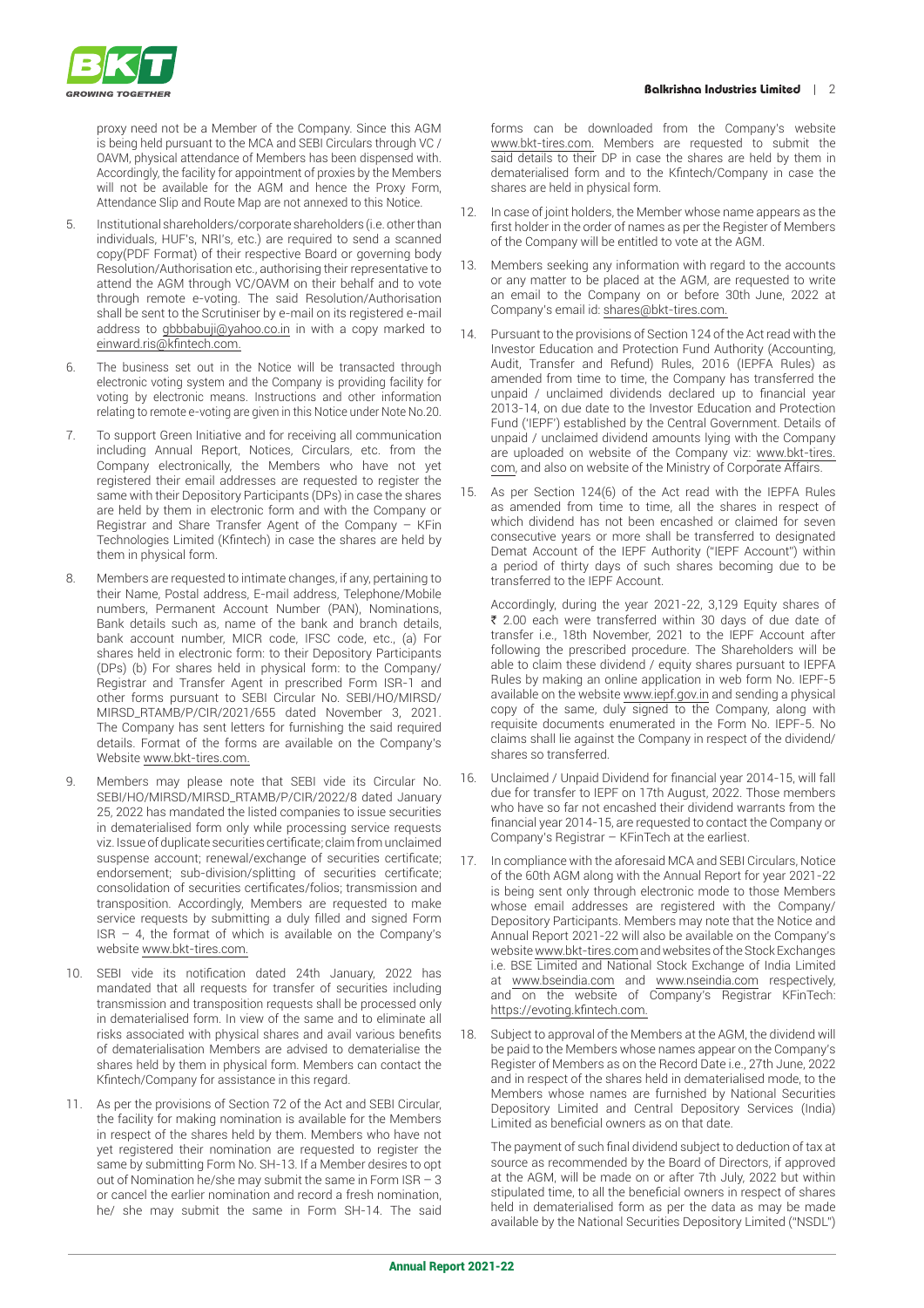proxy need not be a Member of the Company. Since this AGM is being held pursuant to the MCA and SEBI Circulars through VC / OAVM, physical attendance of Members has been dispensed with. Accordingly, the facility for appointment of proxies by the Members will not be available for the AGM and hence the Proxy Form, Attendance Slip and Route Map are not annexed to this Notice.

5. Institutional shareholders/corporate shareholders (i.e. other than individuals, HUF's, NRI's, etc.) are required to send a scanned copy(PDF Format) of their respective Board or governing body Resolution/Authorisation etc., authorising their representative to attend the AGM through VC/OAVM on their behalf and to vote through remote e-voting. The said Resolution/Authorisation shall be sent to the Scrutiniser by e-mail on its registered e-mail address to gbbbabuji@yahoo.co.in in with a copy marked to einward.ris@kfintech.com.

6. The business set out in the Notice will be transacted through electronic voting system and the Company is providing facility for voting by electronic means. Instructions and other information relating to remote e-voting are given in this Notice under Note No.20.

7. To support Green Initiative and for receiving all communication including Annual Report, Notices, Circulars, etc. from the Company electronically, the Members who have not yet registered their email addresses are requested to register the same with their Depository Participants (DPs) in case the shares are held by them in electronic form and with the Company or Registrar and Share Transfer Agent of the Company – KFin Technologies Limited (Kfintech) in case the shares are held by them in physical form.

8. Members are requested to intimate changes, if any, pertaining to their Name, Postal address, E-mail address, Telephone/Mobile numbers, Permanent Account Number (PAN), Nominations, Bank details such as, name of the bank and branch details, bank account number, MICR code, IFSC code, etc., (a) For shares held in electronic form: to their Depository Participants (DPs) (b) For shares held in physical form: to the Company/ Registrar and Transfer Agent in prescribed Form ISR-1 and other forms pursuant to SEBI Circular No. SEBI/HO/MIRSD/MIRSD_RTAMB/P/CIR/2021/655 dated November 3, 2021. The Company has sent letters for furnishing the said required details. Format of the forms are available on the Company's Website www.bkt-tires.com.

9. Members may please note that SEBI vide its Circular No. SEBI/HO/MIRSD/MIRSD_RTAMB/P/CIR/2022/8 dated January 25, 2022 has mandated the listed companies to issue securities in dematerialised form only while processing service requests viz. Issue of duplicate securities certificate; claim from unclaimed suspense account; renewal/exchange of securities certificate; endorsement; sub-division/splitting of securities certificate; consolidation of securities certificates/folios; transmission and transposition. Accordingly, Members are requested to make service requests by submitting a duly filled and signed Form ISR – 4, the format of which is available on the Company's website www.bkt-tires.com.

10. SEBI vide its notification dated 24th January, 2022 has mandated that all requests for transfer of securities including transmission and transposition requests shall be processed only in dematerialised form. In view of the same and to eliminate all risks associated with physical shares and avail various benefits of dematerialisation Members are advised to dematerialise the shares held by them in physical form. Members can contact the Kfintech/Company for assistance in this regard.

11. As per the provisions of Section 72 of the Act and SEBI Circular, the facility for making nomination is available for the Members in respect of the shares held by them. Members who have not yet registered their nomination are requested to register the same by submitting Form No. SH-13. If a Member desires to opt out of Nomination he/she may submit the same in Form ISR – 3 or cancel the earlier nomination and record a fresh nomination, he/ she may submit the same in Form SH-14. The said forms can be downloaded from the Company's website www.bkt-tires.com. Members are requested to submit the said details to their DP in case the shares are held by them in dematerialised form and to the Kfintech/Company in case the shares are held in physical form.

12. In case of joint holders, the Member whose name appears as the first holder in the order of names as per the Register of Members of the Company will be entitled to vote at the AGM.

13. Members seeking any information with regard to the accounts or any matter to be placed at the AGM, are requested to write an email to the Company on or before 30th June, 2022 at Company's email id: shares@bkt-tires.com.

14. Pursuant to the provisions of Section 124 of the Act read with the Investor Education and Protection Fund Authority (Accounting, Audit, Transfer and Refund) Rules, 2016 (IEPFA Rules) as amended from time to time, the Company has transferred the unpaid / unclaimed dividends declared up to financial year 2013-14, on due date to the Investor Education and Protection Fund ('IEPF') established by the Central Government. Details of unpaid / unclaimed dividend amounts lying with the Company are uploaded on website of the Company viz: www.bkt-tires.com, and also on website of the Ministry of Corporate Affairs.

15. As per Section 124(6) of the Act read with the IEPFA Rules as amended from time to time, all the shares in respect of which dividend has not been encashed or claimed for seven consecutive years or more shall be transferred to designated Demat Account of the IEPF Authority ("IEPF Account") within a period of thirty days of such shares becoming due to be transferred to the IEPF Account.

    Accordingly, during the year 2021-22, 3,129 Equity shares of ₹ 2.00 each were transferred within 30 days of due date of transfer i.e., 18th November, 2021 to the IEPF Account after following the prescribed procedure. The Shareholders will be able to claim these dividend / equity shares pursuant to IEPFA Rules by making an online application in web form No. IEPF-5 available on the website www.iepf.gov.in and sending a physical copy of the same, duly signed to the Company, along with requisite documents enumerated in the Form No. IEPF-5. No claims shall lie against the Company in respect of the dividend/ shares so transferred.

16. Unclaimed / Unpaid Dividend for financial year 2014-15, will fall due for transfer to IEPF on 17th August, 2022. Those members who have so far not encashed their dividend warrants from the financial year 2014-15, are requested to contact the Company or Company's Registrar – KFinTech at the earliest.

17. In compliance with the aforesaid MCA and SEBI Circulars, Notice of the 60th AGM along with the Annual Report for year 2021-22 is being sent only through electronic mode to those Members whose email addresses are registered with the Company/ Depository Participants. Members may note that the Notice and Annual Report 2021-22 will also be available on the Company's website www.bkt-tires.com and websites of the Stock Exchanges i.e. BSE Limited and National Stock Exchange of India Limited at www.bseindia.com and www.nseindia.com respectively, and on the website of Company's Registrar KFinTech: https://evoting.kfintech.com.

18. Subject to approval of the Members at the AGM, the dividend will be paid to the Members whose names appear on the Company's Register of Members as on the Record Date i.e., 27th June, 2022 and in respect of the shares held in dematerialised mode, to the Members whose names are furnished by National Securities Depository Limited and Central Depository Services (India) Limited as beneficial owners as on that date.

    The payment of such final dividend subject to deduction of tax at source as recommended by the Board of Directors, if approved at the AGM, will be made on or after 7th July, 2022 but within stipulated time, to all the beneficial owners in respect of shares held in dematerialised form as per the data as may be made available by the National Securities Depository Limited ("NSDL")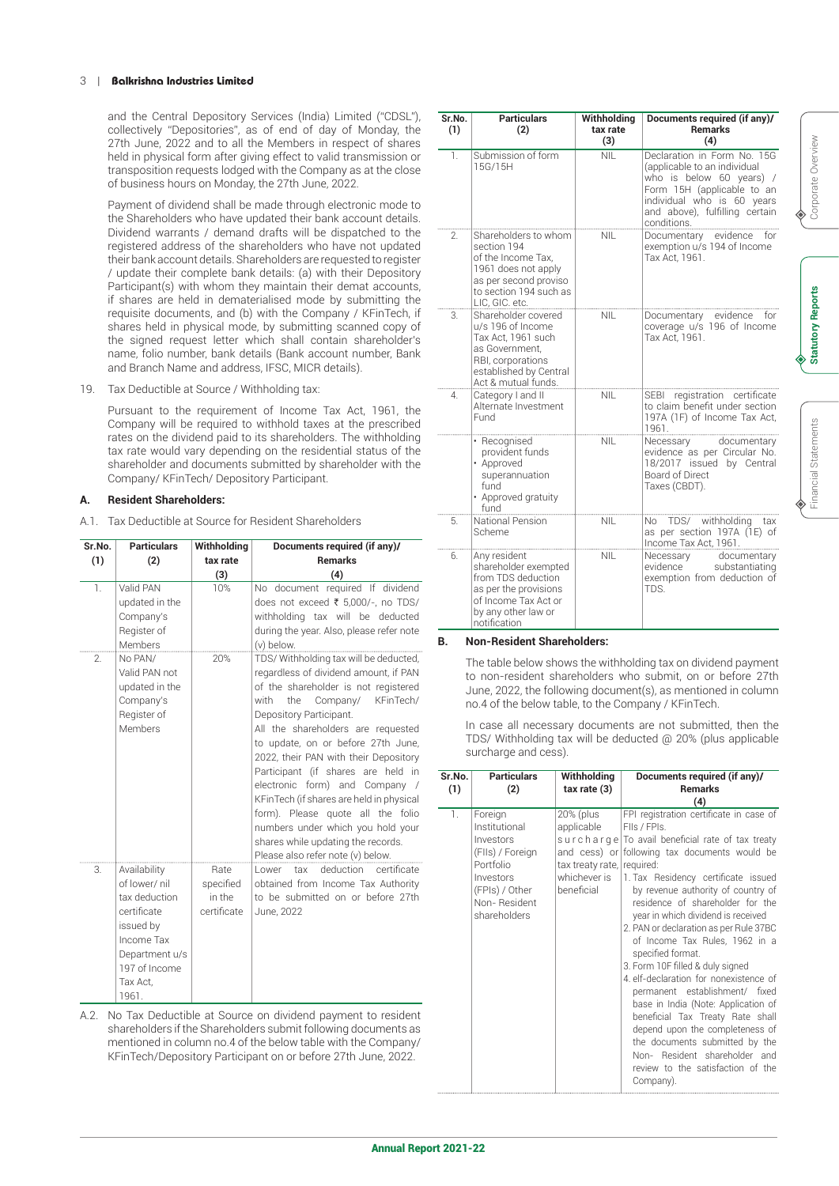and the Central Depository Services (India) Limited ("CDSL"), collectively "Depositories", as of end of day of Monday, the 27th June, 2022 and to all the Members in respect of shares held in physical form after giving effect to valid transmission or transposition requests lodged with the Company as at the close of business hours on Monday, the 27th June, 2022.

Payment of dividend shall be made through electronic mode to the Shareholders who have updated their bank account details. Dividend warrants / demand drafts will be dispatched to the registered address of the shareholders who have not updated their bank account details. Shareholders are requested to register / update their complete bank details: (a) with their Depository Participant(s) with whom they maintain their demat accounts, if shares are held in dematerialised mode by submitting the requisite documents, and (b) with the Company / KFinTech, if shares held in physical mode, by submitting scanned copy of the signed request letter which shall contain shareholder's name, folio number, bank details (Bank account number, Bank and Branch Name and address, IFSC, MICR details).

19. Tax Deductible at Source / Withholding tax:

Pursuant to the requirement of Income Tax Act, 1961, the Company will be required to withhold taxes at the prescribed rates on the dividend paid to its shareholders. The withholding tax rate would vary depending on the residential status of the shareholder and documents submitted by shareholder with the Company/ KFinTech/ Depository Participant.

**A. Resident Shareholders:**

A.1. Tax Deductible at Source for Resident Shareholders

| Sr.No. (1) | Particulars (2) | Withholding tax rate (3) | Documents required (if any)/ Remarks (4) |
|---|---|---|---|
| 1. | Valid PAN updated in the Company's Register of Members | 10% | No document required If dividend does not exceed ₹ 5,000/-, no TDS/ withholding tax will be deducted during the year. Also, please refer note (v) below. |
| 2. | No PAN/ Valid PAN not updated in the Company's Register of Members | 20% | TDS/ Withholding tax will be deducted, regardless of dividend amount, if PAN of the shareholder is not registered with the Company/ KFinTech/ Depository Participant. All the shareholders are requested to update, on or before 27th June, 2022, their PAN with their Depository Participant (if shares are held in electronic form) and Company / KFinTech (if shares are held in physical form). Please quote all the folio numbers under which you hold your shares while updating the records. Please also refer note (v) below. |
| 3. | Availability of lower/ nil tax deduction certificate issued by Income Tax Department u/s 197 of Income Tax Act, 1961. | Rate specified in the certificate | Lower tax deduction certificate obtained from Income Tax Authority to be submitted on or before 27th June, 2022 |

A.2. No Tax Deductible at Source on dividend payment to resident shareholders if the Shareholders submit following documents as mentioned in column no.4 of the below table with the Company/ KFinTech/Depository Participant on or before 27th June, 2022.

| Sr.No. (1) | Particulars (2) | Withholding tax rate (3) | Documents required (if any)/ Remarks (4) |
|---|---|---|---|
| 1. | Submission of form 15G/15H | NIL | Declaration in Form No. 15G (applicable to an individual who is below 60 years) / Form 15H (applicable to an individual who is 60 years and above), fulfilling certain conditions. |
| 2. | Shareholders to whom section 194 of the Income Tax, 1961 does not apply as per second proviso to section 194 such as LIC, GIC. etc. | NIL | Documentary evidence for exemption u/s 194 of Income Tax Act, 1961. |
| 3. | Shareholder covered u/s 196 of Income Tax Act, 1961 such as Government, RBI, corporations established by Central Act & mutual funds. | NIL | Documentary evidence for coverage u/s 196 of Income Tax Act, 1961. |
| 4. | Category I and II Alternate Investment Fund | NIL | SEBI registration certificate to claim benefit under section 197A (1F) of Income Tax Act, 1961. |
| | • Recognised provident funds<br>• Approved superannuation fund<br>• Approved gratuity fund | NIL | Necessary documentary evidence as per Circular No. 18/2017 issued by Central Board of Direct Taxes (CBDT). |
| 5. | National Pension Scheme | NIL | No TDS/ withholding tax as per section 197A (1E) of Income Tax Act, 1961. |
| 6. | Any resident shareholder exempted from TDS deduction as per the provisions of Income Tax Act or by any other law or notification | NIL | Necessary documentary evidence substantiating exemption from deduction of TDS. |

**B. Non-Resident Shareholders:**

The table below shows the withholding tax on dividend payment to non-resident shareholders who submit, on or before 27th June, 2022, the following document(s), as mentioned in column no.4 of the below table, to the Company / KFinTech.

In case all necessary documents are not submitted, then the TDS/ Withholding tax will be deducted @ 20% (plus applicable surcharge and cess).

| Sr.No. (1) | Particulars (2) | Withholding tax rate (3) | Documents required (if any)/ Remarks (4) |
|---|---|---|---|
| 1. | Foreign Institutional Investors (FIIs) / Foreign Portfolio Investors (FPIs) / Other Non- Resident shareholders | 20% (plus applicable surcharge and cess) or tax treaty rate, whichever is beneficial | FPI registration certificate in case of FIIs / FPIs.<br>To avail beneficial rate of tax treaty following tax documents would be required:<br>1. Tax Residency certificate issued by revenue authority of country of residence of shareholder for the year in which dividend is received<br>2. PAN or declaration as per Rule 37BC of Income Tax Rules, 1962 in a specified format.<br>3. Form 10F filled & duly signed<br>4. elf-declaration for nonexistence of permanent establishment/ fixed base in India (Note: Application of beneficial Tax Treaty Rate shall depend upon the completeness of the documents submitted by the Non- Resident shareholder and review to the satisfaction of the Company). |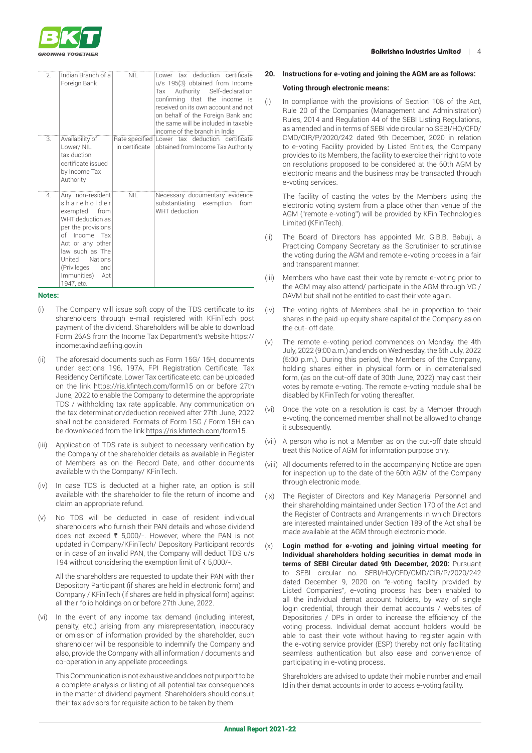| 2. | Indian Branch of a Foreign Bank | NIL | Lower tax deduction certificate u/s 195(3) obtained from Income Tax Authority Self-declaration confirming that the income is received on its own account and not on behalf of the Foreign Bank and the same will be included in taxable income of the branch in India |
|---|---|---|---|
| 3. | Availability of Lower/ NIL tax duction certificate issued by Income Tax Authority | Rate specified in certificate | Lower tax deduction certificate obtained from Income Tax Authority |
| 4. | Any non-resident shareholder exempted from WHT deduction as per the provisions of Income Tax Act or any other law such as The United Nations (Privileges and Immunities) Act 1947, etc. | NIL | Necessary documentary evidence substantiating exemption from WHT deduction |

**Notes:**

(i) The Company will issue soft copy of the TDS certificate to its shareholders through e-mail registered with KFinTech post payment of the dividend. Shareholders will be able to download Form 26AS from the Income Tax Department's website https://incometaxindiaefiling.gov.in

(ii) The aforesaid documents such as Form 15G/ 15H, documents under sections 196, 197A, FPI Registration Certificate, Tax Residency Certificate, Lower Tax certificate etc. can be uploaded on the link https://ris.kfintech.com/form15 on or before 27th June, 2022 to enable the Company to determine the appropriate TDS / withholding tax rate applicable. Any communication on the tax determination/deduction received after 27th June, 2022 shall not be considered. Formats of Form 15G / Form 15H can be downloaded from the link https://ris.kfintech.com/form15.

(iii) Application of TDS rate is subject to necessary verification by the Company of the shareholder details as available in Register of Members as on the Record Date, and other documents available with the Company/ KFinTech.

(iv) In case TDS is deducted at a higher rate, an option is still available with the shareholder to file the return of income and claim an appropriate refund.

(v) No TDS will be deducted in case of resident individual shareholders who furnish their PAN details and whose dividend does not exceed ₹ 5,000/-. However, where the PAN is not updated in Company/KFinTech/ Depository Participant records or in case of an invalid PAN, the Company will deduct TDS u/s 194 without considering the exemption limit of ₹ 5,000/-.

All the shareholders are requested to update their PAN with their Depository Participant (if shares are held in electronic form) and Company / KFinTech (if shares are held in physical form) against all their folio holdings on or before 27th June, 2022.

(vi) In the event of any income tax demand (including interest, penalty, etc.) arising from any misrepresentation, inaccuracy or omission of information provided by the shareholder, such shareholder will be responsible to indemnify the Company and also, provide the Company with all information / documents and co-operation in any appellate proceedings.

This Communication is not exhaustive and does not purport to be a complete analysis or listing of all potential tax consequences in the matter of dividend payment. Shareholders should consult their tax advisors for requisite action to be taken by them.

**20. Instructions for e-voting and joining the AGM are as follows:**

**Voting through electronic means:**

(i) In compliance with the provisions of Section 108 of the Act, Rule 20 of the Companies (Management and Administration) Rules, 2014 and Regulation 44 of the SEBI Listing Regulations, as amended and in terms of SEBI vide circular no.SEBI/HO/CFD/CMD/CIR/P/2020/242 dated 9th December, 2020 in relation to e-voting Facility provided by Listed Entities, the Company provides to its Members, the facility to exercise their right to vote on resolutions proposed to be considered at the 60th AGM by electronic means and the business may be transacted through e-voting services.

The facility of casting the votes by the Members using the electronic voting system from a place other than venue of the AGM ("remote e-voting") will be provided by KFin Technologies Limited (KFinTech).

(ii) The Board of Directors has appointed Mr. G.B.B. Babuji, a Practicing Company Secretary as the Scrutiniser to scrutinise the voting during the AGM and remote e-voting process in a fair and transparent manner.

(iii) Members who have cast their vote by remote e-voting prior to the AGM may also attend/ participate in the AGM through VC / OAVM but shall not be entitled to cast their vote again.

(iv) The voting rights of Members shall be in proportion to their shares in the paid-up equity share capital of the Company as on the cut- off date.

(v) The remote e-voting period commences on Monday, the 4th July, 2022 (9:00 a.m.) and ends on Wednesday, the 6th July, 2022 (5:00 p.m.). During this period, the Members of the Company, holding shares either in physical form or in dematerialised form, (as on the cut-off date of 30th June, 2022) may cast their votes by remote e-voting. The remote e-voting module shall be disabled by KFinTech for voting thereafter.

(vi) Once the vote on a resolution is cast by a Member through e-voting, the concerned member shall not be allowed to change it subsequently.

(vii) A person who is not a Member as on the cut-off date should treat this Notice of AGM for information purpose only.

(viii) All documents referred to in the accompanying Notice are open for inspection up to the date of the 60th AGM of the Company through electronic mode.

(ix) The Register of Directors and Key Managerial Personnel and their shareholding maintained under Section 170 of the Act and the Register of Contracts and Arrangements in which Directors are interested maintained under Section 189 of the Act shall be made available at the AGM through electronic mode.

(x) **Login method for e-voting and joining virtual meeting for Individual shareholders holding securities in demat mode in terms of SEBI Circular dated 9th December, 2020:** Pursuant to SEBI circular no. SEBI/HO/CFD/CMD/CIR/P/2020/242 dated December 9, 2020 on "e-voting facility provided by Listed Companies", e-voting process has been enabled to all the individual demat account holders, by way of single login credential, through their demat accounts / websites of Depositories / DPs in order to increase the efficiency of the voting process. Individual demat account holders would be able to cast their vote without having to register again with the e-voting service provider (ESP) thereby not only facilitating seamless authentication but also ease and convenience of participating in e-voting process.

Shareholders are advised to update their mobile number and email Id in their demat accounts in order to access e-voting facility.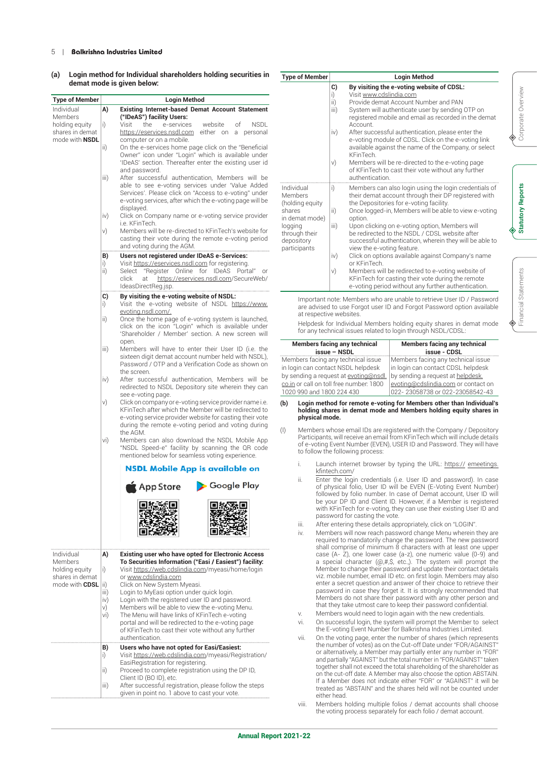**(a) Login method for Individual shareholders holding securities in demat mode is given below:**

| Type of Member | Login Method |
|---|---|
| Individual Members holding equity shares in demat mode with **NSDL** | **A) Existing Internet-based Demat Account Statement ("IDeAS") facility Users:**<br>i) Visit the e-services website of NSDL https://eservices.nsdl.com either on a personal computer or on a mobile.<br>ii) On the e-services home page click on the "Beneficial Owner" icon under "Login" which is available under 'IDeAS' section. Thereafter enter the existing user id and password.<br>iii) After successful authentication, Members will be able to see e-voting services under 'Value Added Services'. Please click on "Access to e-voting" under e-voting services, after which the e-voting page will be displayed.<br>iv) Click on Company name or e-voting service provider i.e. KFinTech.<br>v) Members will be re-directed to KFinTech's website for casting their vote during the remote e-voting period and voting during the AGM.<br>**B) Users not registered under IDeAS e-Services:**<br>i) Visit https://eservices.nsdl.com for registering.<br>ii) Select "Register Online for IDeAS Portal" or click at https://eservices.nsdl.com/SecureWeb/IdeasDirectReg.jsp.<br>**C) By visiting the e-voting website of NSDL:**<br>i) Visit the e-voting website of NSDL https://www.evoting.nsdl.com/.<br>ii) Once the home page of e-voting system is launched, click on the icon "Login" which is available under 'Shareholder / Member' section. A new screen will open.<br>iii) Members will have to enter their User ID (i.e. the sixteen digit demat account number held with NSDL), Password / OTP and a Verification Code as shown on the screen.<br>iv) After successful authentication, Members will be redirected to NSDL Depository site wherein they can see e-voting page.<br>v) Click on company or e-voting service provider name i.e. KFinTech after which the Member will be redirected to e-voting service provider website for casting their vote during the remote e-voting period and voting during the AGM.<br>vi) Members can also download the NSDL Mobile App "NSDL Speed-e" facility by scanning the QR code mentioned below for seamless voting experience.<br>**NSDL Mobile App is available on** App Store Google Play |
| Individual Members holding equity shares in demat mode with **CDSL** | **A) Existing user who have opted for Electronic Access To Securities Information ("Easi / Easiest") facility:**<br>i) Visit https://web.cdslindia.com/myeasi/home/login or www.cdslindia.com<br>ii) Click on New System Myeasi.<br>iii) Login to MyEasi option under quick login.<br>iv) Login with the registered user ID and password.<br>v) Members will be able to view the e-voting Menu.<br>vi) The Menu will have links of KFinTech e-voting portal and will be redirected to the e-voting page of KFinTech to cast their vote without any further authentication.<br>**B) Users who have not opted for Easi/Easiest:**<br>i) Visit https://web.cdslindia.com/myeasi/Registration/EasiRegistration for registering.<br>ii) Proceed to complete registration using the DP ID, Client ID (BO ID), etc.<br>iii) After successful registration, please follow the steps given in point no. 1 above to cast your vote.<br>**C) By visiting the e-voting website of CDSL:**<br>i) Visit www.cdslindia.com<br>ii) Provide demat Account Number and PAN<br>iii) System will authenticate user by sending OTP on registered mobile and email as recorded in the demat Account.<br>iv) After successful authentication, please enter the e-voting module of CDSL. Click on the e-voting link available against the name of the Company, or select KFinTech.<br>v) Members will be re-directed to the e-voting page of KFinTech to cast their vote without any further authentication. |
| Individual Members (holding equity shares in demat mode) logging through their depository participants | i) Members can also login using the login credentials of their demat account through their DP registered with the Depositories for e-voting facility.<br>ii) Once logged-in, Members will be able to view e-voting option.<br>iii) Upon clicking on e-voting option, Members will be redirected to the NSDL / CDSL website after successful authentication, wherein they will be able to view the e-voting feature.<br>iv) Click on options available against Company's name or KFinTech.<br>v) Members will be redirected to e-voting website of KFinTech for casting their vote during the remote e-voting period without any further authentication. |

Important note: Members who are unable to retrieve User ID / Password are advised to use Forgot user ID and Forgot Password option available at respective websites.

Helpdesk for Individual Members holding equity shares in demat mode for any technical issues related to login through NSDL/CDSL:

| Members facing any technical issue – NSDL | Members facing any technical issue - CDSL |
|---|---|
| Members facing any technical issue in login can contact NSDL helpdesk by sending a request at evoting@nsdl.co.in or call on toll free number: 1800 1020 990 and 1800 224 430 | Members facing any technical issue in login can contact CDSL helpdesk by sending a request at helpdesk.evoting@cdslindia.com or contact on 022- 23058738 or 022-23058542-43 |

**(b) Login method for remote e-voting for Members other than Individual's holding shares in demat mode and Members holding equity shares in physical mode.**

(I) Members whose email IDs are registered with the Company / Depository Participants, will receive an email from KFinTech which will include details of e-voting Event Number (EVEN), USER ID and Password. They will have to follow the following process:

i. Launch internet browser by typing the URL: https:// emeetings.kfintech.com/

ii. Enter the login credentials (i.e. User ID and password). In case of physical folio, User ID will be EVEN (E-Voting Event Number) followed by folio number. In case of Demat account, User ID will be your DP ID and Client ID. However, if a Member is registered with KFinTech for e-voting, they can use their existing User ID and password for casting the vote.

iii. After entering these details appropriately, click on "LOGIN".

iv. Members will now reach password change Menu wherein they are required to mandatorily change the password. The new password shall comprise of minimum 8 characters with at least one upper case (A- Z), one lower case (a-z), one numeric value (0-9) and a special character (@,#,$, etc.,). The system will prompt the Member to change their password and update their contact details viz. mobile number, email ID etc. on first login. Members may also enter a secret question and answer of their choice to retrieve their password in case they forget it. It is strongly recommended that Members do not share their password with any other person and that they take utmost care to keep their password confidential.

v. Members would need to login again with the new credentials.

vi. On successful login, the system will prompt the Member to select the E-Voting Event Number for Balkrishna Industries Limited.

vii. On the voting page, enter the number of shares (which represents the number of votes) as on the Cut-off Date under "FOR/AGAINST" or alternatively, a Member may partially enter any number in "FOR" and partially "AGAINST" but the total number in "FOR/AGAINST" taken together shall not exceed the total shareholding of the shareholder as on the cut-off date. A Member may also choose the option ABSTAIN. If a Member does not indicate either "FOR" or "AGAINST" it will be treated as "ABSTAIN" and the shares held will not be counted under either head.

viii. Members holding multiple folios / demat accounts shall choose the voting process separately for each folio / demat account.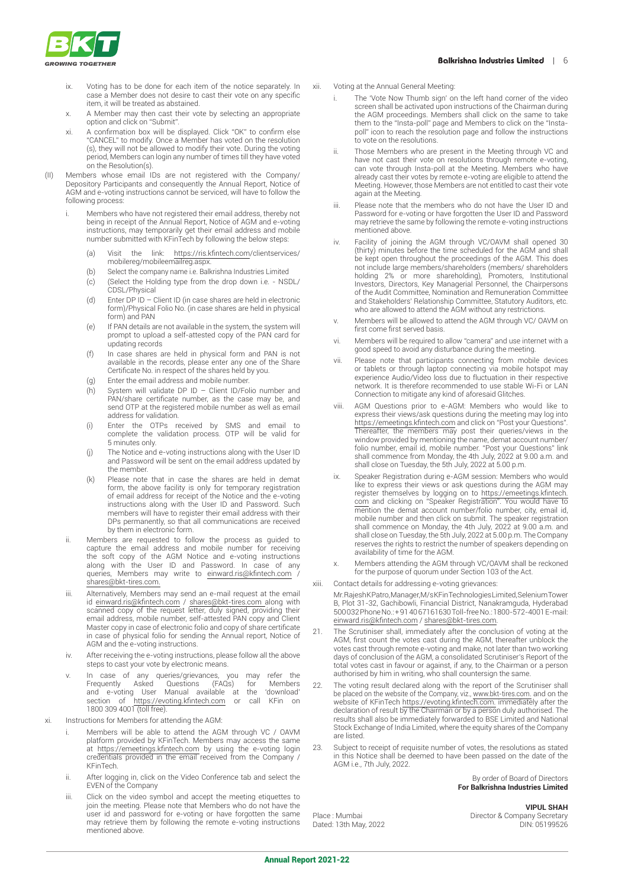ix. Voting has to be done for each item of the notice separately. In case a Member does not desire to cast their vote on any specific item, it will be treated as abstained.

x. A Member may then cast their vote by selecting an appropriate option and click on "Submit".

xi. A confirmation box will be displayed. Click "OK" to confirm else "CANCEL" to modify. Once a Member has voted on the resolution (s), they will not be allowed to modify their vote. During the voting period, Members can login any number of times till they have voted on the Resolution(s).

(II) Members whose email IDs are not registered with the Company/ Depository Participants and consequently the Annual Report, Notice of AGM and e-voting instructions cannot be serviced, will have to follow the following process:

i. Members who have not registered their email address, thereby not being in receipt of the Annual Report, Notice of AGM and e-voting instructions, may temporarily get their email address and mobile number submitted with KFinTech by following the below steps:

(a) Visit the link: https://ris.kfintech.com/clientservices/mobilereg/mobileemailreg.aspx.

(b) Select the company name i.e. Balkrishna Industries Limited

(c) (Select the Holding type from the drop down i.e. - NSDL/ CDSL/Physical

(d) Enter DP ID – Client ID (in case shares are held in electronic form)/Physical Folio No. (in case shares are held in physical form) and PAN

(e) If PAN details are not available in the system, the system will prompt to upload a self-attested copy of the PAN card for updating records

(f) In case shares are held in physical form and PAN is not available in the records, please enter any one of the Share Certificate No. in respect of the shares held by you.

(g) Enter the email address and mobile number.

(h) System will validate DP ID – Client ID/Folio number and PAN/share certificate number, as the case may be, and send OTP at the registered mobile number as well as email address for validation.

(i) Enter the OTPs received by SMS and email to complete the validation process. OTP will be valid for 5 minutes only.

(j) The Notice and e-voting instructions along with the User ID and Password will be sent on the email address updated by the member.

(k) Please note that in case the shares are held in demat form, the above facility is only for temporary registration of email address for receipt of the Notice and the e-voting instructions along with the User ID and Password. Such members will have to register their email address with their DPs permanently, so that all communications are received by them in electronic form.

ii. Members are requested to follow the process as guided to capture the email address and mobile number for receiving the soft copy of the AGM Notice and e-voting instructions along with the User ID and Password. In case of any queries, Members may write to einward.ris@kfintech.com / shares@bkt-tires.com.

iii. Alternatively, Members may send an e-mail request at the email id einward.ris@kfintech.com / shares@bkt-tires.com along with scanned copy of the request letter, duly signed, providing their email address, mobile number, self-attested PAN copy and Client Master copy in case of electronic folio and copy of share certificate in case of physical folio for sending the Annual report, Notice of AGM and the e-voting instructions.

iv. After receiving the e-voting instructions, please follow all the above steps to cast your vote by electronic means.

v. In case of any queries/grievances, you may refer the Frequently Asked Questions (FAQs) for Members and e-voting User Manual available at the 'download' section of https://evoting.kfintech.com or call KFin on 1800 309 4001 (toll free).

xi. Instructions for Members for attending the AGM:

i. Members will be able to attend the AGM through VC / OAVM platform provided by KFinTech. Members may access the same at https://emeetings.kfintech.com by using the e-voting login credentials provided in the email received from the Company / KFinTech.

ii. After logging in, click on the Video Conference tab and select the EVEN of the Company

iii. Click on the video symbol and accept the meeting etiquettes to join the meeting. Please note that Members who do not have the user id and password for e-voting or have forgotten the same may retrieve them by following the remote e-voting instructions mentioned above.

xii. Voting at the Annual General Meeting:

i. The 'Vote Now Thumb sign' on the left hand corner of the video screen shall be activated upon instructions of the Chairman during the AGM proceedings. Members shall click on the same to take them to the "Insta-poll" page and Members to click on the "Insta-poll" icon to reach the resolution page and follow the instructions to vote on the resolutions.

ii. Those Members who are present in the Meeting through VC and have not cast their vote on resolutions through remote e-voting, can vote through Insta-poll at the Meeting. Members who have already cast their votes by remote e-voting are eligible to attend the Meeting. However, those Members are not entitled to cast their vote again at the Meeting.

iii. Please note that the members who do not have the User ID and Password for e-voting or have forgotten the User ID and Password may retrieve the same by following the remote e-voting instructions mentioned above.

iv. Facility of joining the AGM through VC/OAVM shall opened 30 (thirty) minutes before the time scheduled for the AGM and shall be kept open throughout the proceedings of the AGM. This does not include large members/shareholders (members/ shareholders holding 2% or more shareholding), Promoters, Institutional Investors, Directors, Key Managerial Personnel, the Chairpersons of the Audit Committee, Nomination and Remuneration Committee and Stakeholders' Relationship Committee, Statutory Auditors, etc. who are allowed to attend the AGM without any restrictions.

v. Members will be allowed to attend the AGM through VC/ OAVM on first come first served basis.

vi. Members will be required to allow "camera" and use internet with a good speed to avoid any disturbance during the meeting.

vii. Please note that participants connecting from mobile devices or tablets or through laptop connecting via mobile hotspot may experience Audio/Video loss due to fluctuation in their respective network. It is therefore recommended to use stable Wi-Fi or LAN Connection to mitigate any kind of aforesaid Glitches.

viii. AGM Questions prior to e-AGM: Members who would like to express their views/ask questions during the meeting may log into https://emeetings.kfintech.com and click on "Post your Questions". Thereafter, the members may post their queries/views in the window provided by mentioning the name, demat account number/ folio number, email id, mobile number. "Post your Questions" link shall commence from Monday, the 4th July, 2022 at 9.00 a.m. and shall close on Tuesday, the 5th July, 2022 at 5.00 p.m.

ix. Speaker Registration during e-AGM session: Members who would like to express their views or ask questions during the AGM may register themselves by logging on to https://emeetings.kfintech.com and clicking on "Speaker Registration". You would have to mention the demat account number/folio number, city, email id, mobile number and then click on submit. The speaker registration shall commence on Monday, the 4th July, 2022 at 9.00 a.m. and shall close on Tuesday, the 5th July, 2022 at 5.00 p.m. The Company reserves the rights to restrict the number of speakers depending on availability of time for the AGM.

x. Members attending the AGM through VC/OAVM shall be reckoned for the purpose of quorum under Section 103 of the Act.

xiii. Contact details for addressing e-voting grievances:

Mr. Rajesh K Patro, Manager, M/s KFin Technologies Limited, Selenium Tower B, Plot 31-32, Gachibowli, Financial District, Nanakramguda, Hyderabad 500 032 Phone No.: +91 40 67161630 Toll-free No.: 1800-572-4001 E-mail: einward.ris@kfintech.com / shares@bkt-tires.com.

21. The Scrutiniser shall, immediately after the conclusion of voting at the AGM, first count the votes cast during the AGM, thereafter unblock the votes cast through remote e-voting and make, not later than two working days of conclusion of the AGM, a consolidated Scrutiniser's Report of the total votes cast in favour or against, if any, to the Chairman or a person authorised by him in writing, who shall countersign the same.

22. The voting result declared along with the report of the Scrutiniser shall be placed on the website of the Company, viz., www.bkt-tires.com. and on the website of KFinTech https://evoting.kfintech.com. immediately after the declaration of result by the Chairman or by a person duly authorised. The results shall also be immediately forwarded to BSE Limited and National Stock Exchange of India Limited, where the equity shares of the Company are listed.

23. Subject to receipt of requisite number of votes, the resolutions as stated in this Notice shall be deemed to have been passed on the date of the AGM i.e., 7th July, 2022.

By order of Board of Directors
**For Balkrishna Industries Limited**

**VIPUL SHAH**
Director & Company Secretary
DIN: 05199526

Place : Mumbai
Dated: 13th May, 2022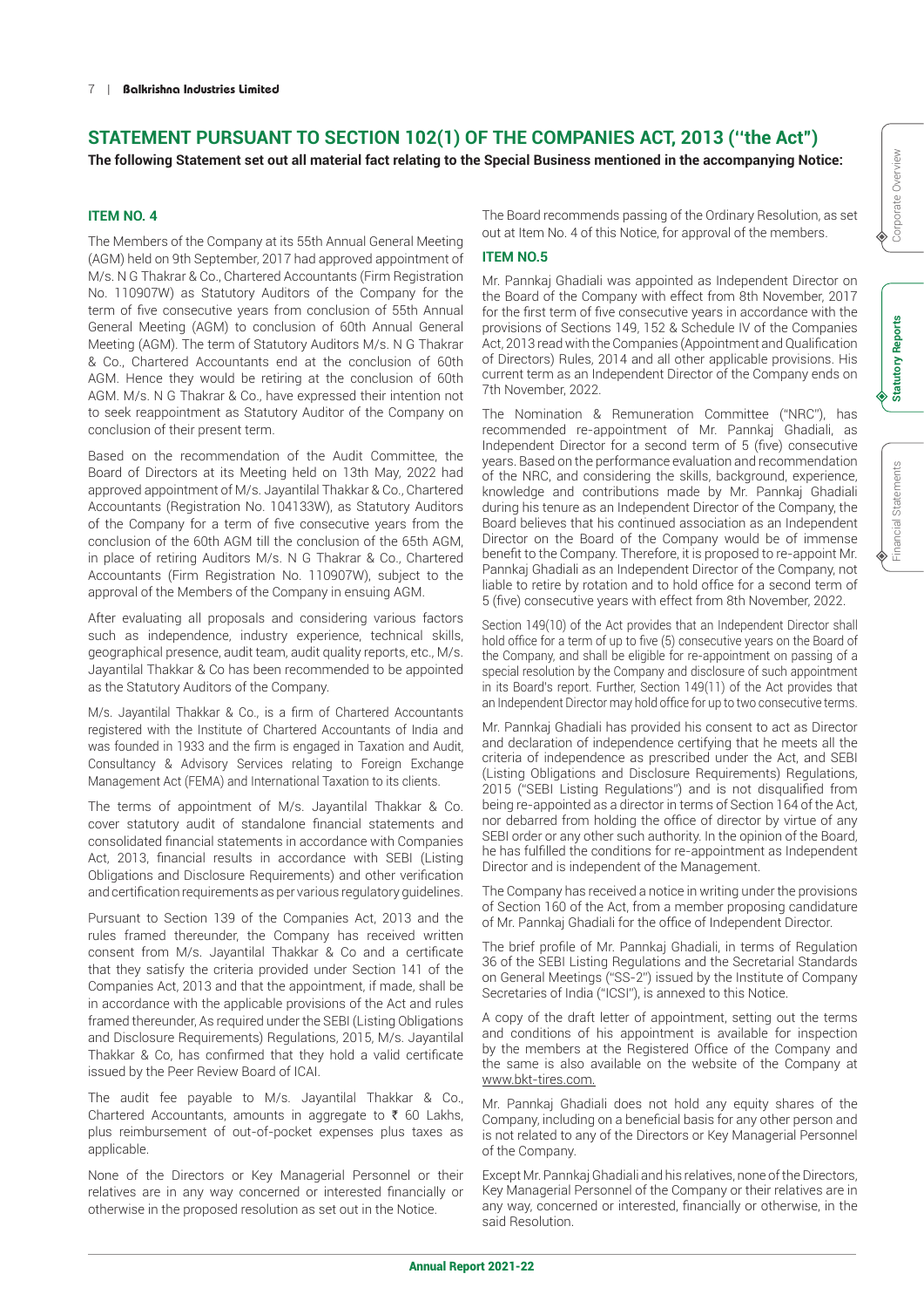## STATEMENT PURSUANT TO SECTION 102(1) OF THE COMPANIES ACT, 2013 ("the Act")

**The following Statement set out all material fact relating to the Special Business mentioned in the accompanying Notice:**

### ITEM NO. 4

The Members of the Company at its 55th Annual General Meeting (AGM) held on 9th September, 2017 had approved appointment of M/s. N G Thakrar & Co., Chartered Accountants (Firm Registration No. 110907W) as Statutory Auditors of the Company for the term of five consecutive years from conclusion of 55th Annual General Meeting (AGM) to conclusion of 60th Annual General Meeting (AGM). The term of Statutory Auditors M/s. N G Thakrar & Co., Chartered Accountants end at the conclusion of 60th AGM. Hence they would be retiring at the conclusion of 60th AGM. M/s. N G Thakrar & Co., have expressed their intention not to seek reappointment as Statutory Auditor of the Company on conclusion of their present term.

Based on the recommendation of the Audit Committee, the Board of Directors at its Meeting held on 13th May, 2022 had approved appointment of M/s. Jayantilal Thakkar & Co., Chartered Accountants (Registration No. 104133W), as Statutory Auditors of the Company for a term of five consecutive years from the conclusion of the 60th AGM till the conclusion of the 65th AGM, in place of retiring Auditors M/s. N G Thakrar & Co., Chartered Accountants (Firm Registration No. 110907W), subject to the approval of the Members of the Company in ensuing AGM.

After evaluating all proposals and considering various factors such as independence, industry experience, technical skills, geographical presence, audit team, audit quality reports, etc., M/s. Jayantilal Thakkar & Co has been recommended to be appointed as the Statutory Auditors of the Company.

M/s. Jayantilal Thakkar & Co., is a firm of Chartered Accountants registered with the Institute of Chartered Accountants of India and was founded in 1933 and the firm is engaged in Taxation and Audit, Consultancy & Advisory Services relating to Foreign Exchange Management Act (FEMA) and International Taxation to its clients.

The terms of appointment of M/s. Jayantilal Thakkar & Co. cover statutory audit of standalone financial statements and consolidated financial statements in accordance with Companies Act, 2013, financial results in accordance with SEBI (Listing Obligations and Disclosure Requirements) and other verification and certification requirements as per various regulatory guidelines.

Pursuant to Section 139 of the Companies Act, 2013 and the rules framed thereunder, the Company has received written consent from M/s. Jayantilal Thakkar & Co and a certificate that they satisfy the criteria provided under Section 141 of the Companies Act, 2013 and that the appointment, if made, shall be in accordance with the applicable provisions of the Act and rules framed thereunder, As required under the SEBI (Listing Obligations and Disclosure Requirements) Regulations, 2015, M/s. Jayantilal Thakkar & Co, has confirmed that they hold a valid certificate issued by the Peer Review Board of ICAI.

The audit fee payable to M/s. Jayantilal Thakkar & Co., Chartered Accountants, amounts in aggregate to ₹ 60 Lakhs, plus reimbursement of out-of-pocket expenses plus taxes as applicable.

None of the Directors or Key Managerial Personnel or their relatives are in any way concerned or interested financially or otherwise in the proposed resolution as set out in the Notice.

The Board recommends passing of the Ordinary Resolution, as set out at Item No. 4 of this Notice, for approval of the members.

### ITEM NO.5

Mr. Pannkaj Ghadiali was appointed as Independent Director on the Board of the Company with effect from 8th November, 2017 for the first term of five consecutive years in accordance with the provisions of Sections 149, 152 & Schedule IV of the Companies Act, 2013 read with the Companies (Appointment and Qualification of Directors) Rules, 2014 and all other applicable provisions. His current term as an Independent Director of the Company ends on 7th November, 2022.

The Nomination & Remuneration Committee ("NRC"), has recommended re-appointment of Mr. Pannkaj Ghadiali, as Independent Director for a second term of 5 (five) consecutive years. Based on the performance evaluation and recommendation of the NRC, and considering the skills, background, experience, knowledge and contributions made by Mr. Pannkaj Ghadiali during his tenure as an Independent Director of the Company, the Board believes that his continued association as an Independent Director on the Board of the Company would be of immense benefit to the Company. Therefore, it is proposed to re-appoint Mr. Pannkaj Ghadiali as an Independent Director of the Company, not liable to retire by rotation and to hold office for a second term of 5 (five) consecutive years with effect from 8th November, 2022.

Section 149(10) of the Act provides that an Independent Director shall hold office for a term of up to five (5) consecutive years on the Board of the Company, and shall be eligible for re-appointment on passing of a special resolution by the Company and disclosure of such appointment in its Board's report. Further, Section 149(11) of the Act provides that an Independent Director may hold office for up to two consecutive terms.

Mr. Pannkaj Ghadiali has provided his consent to act as Director and declaration of independence certifying that he meets all the criteria of independence as prescribed under the Act, and SEBI (Listing Obligations and Disclosure Requirements) Regulations, 2015 ("SEBI Listing Regulations") and is not disqualified from being re-appointed as a director in terms of Section 164 of the Act, nor debarred from holding the office of director by virtue of any SEBI order or any other such authority. In the opinion of the Board, he has fulfilled the conditions for re-appointment as Independent Director and is independent of the Management.

The Company has received a notice in writing under the provisions of Section 160 of the Act, from a member proposing candidature of Mr. Pannkaj Ghadiali for the office of Independent Director.

The brief profile of Mr. Pannkaj Ghadiali, in terms of Regulation 36 of the SEBI Listing Regulations and the Secretarial Standards on General Meetings ("SS-2") issued by the Institute of Company Secretaries of India ("ICSI"), is annexed to this Notice.

A copy of the draft letter of appointment, setting out the terms and conditions of his appointment is available for inspection by the members at the Registered Office of the Company and the same is also available on the website of the Company at www.bkt-tires.com.

Mr. Pannkaj Ghadiali does not hold any equity shares of the Company, including on a beneficial basis for any other person and is not related to any of the Directors or Key Managerial Personnel of the Company.

Except Mr. Pannkaj Ghadiali and his relatives, none of the Directors, Key Managerial Personnel of the Company or their relatives are in any way, concerned or interested, financially or otherwise, in the said Resolution.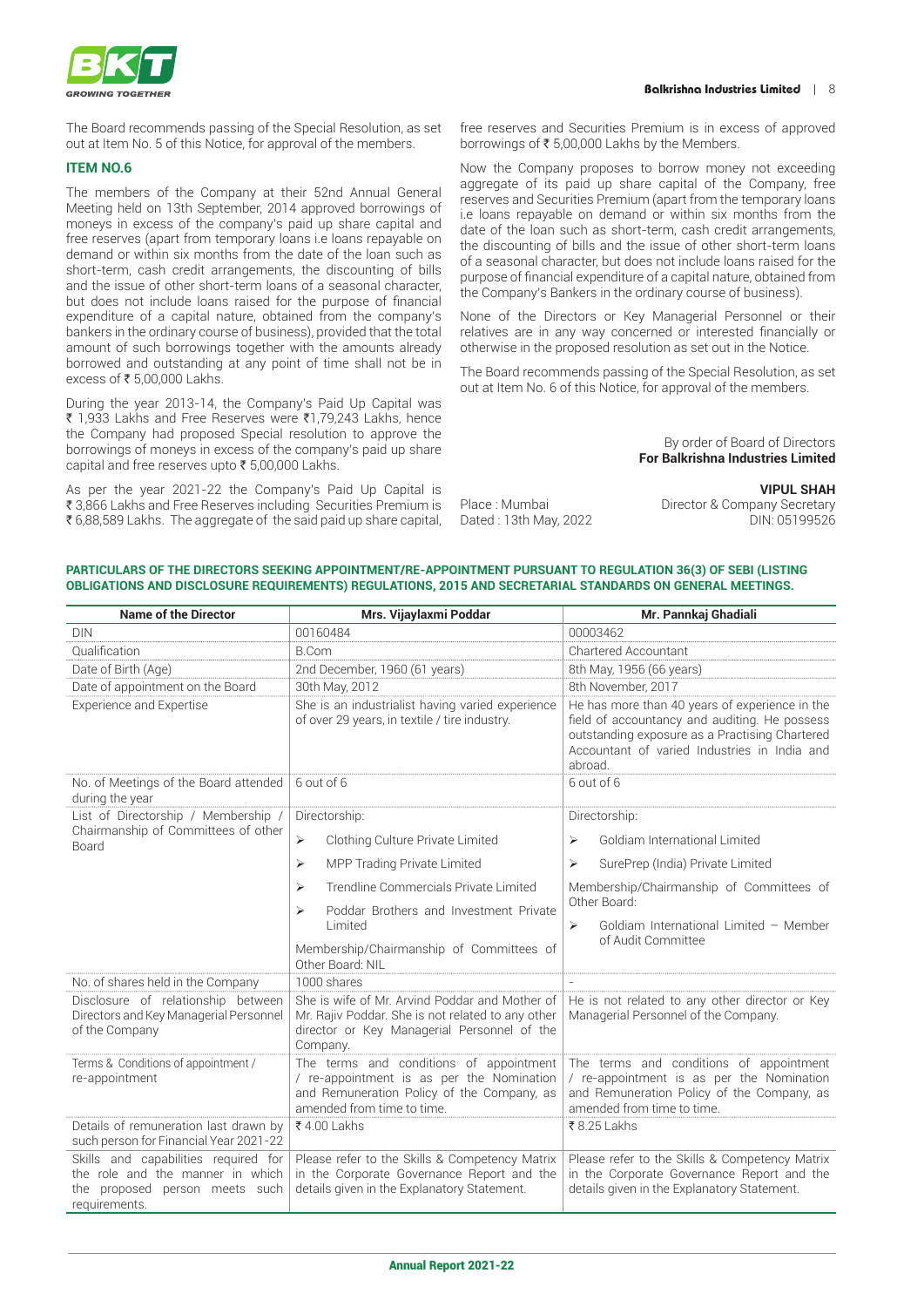The Board recommends passing of the Special Resolution, as set out at Item No. 5 of this Notice, for approval of the members.

### ITEM NO.6

The members of the Company at their 52nd Annual General Meeting held on 13th September, 2014 approved borrowings of moneys in excess of the company's paid up share capital and free reserves (apart from temporary loans i.e loans repayable on demand or within six months from the date of the loan such as short-term, cash credit arrangements, the discounting of bills and the issue of other short-term loans of a seasonal character, but does not include loans raised for the purpose of financial expenditure of a capital nature, obtained from the company's bankers in the ordinary course of business), provided that the total amount of such borrowings together with the amounts already borrowed and outstanding at any point of time shall not be in excess of ₹ 5,00,000 Lakhs.

During the year 2013-14, the Company's Paid Up Capital was ₹ 1,933 Lakhs and Free Reserves were ₹1,79,243 Lakhs, hence the Company had proposed Special resolution to approve the borrowings of moneys in excess of the company's paid up share capital and free reserves upto ₹ 5,00,000 Lakhs.

As per the year 2021-22 the Company's Paid Up Capital is ₹ 3,866 Lakhs and Free Reserves including Securities Premium is ₹ 6,88,589 Lakhs. The aggregate of the said paid up share capital, free reserves and Securities Premium is in excess of approved borrowings of ₹ 5,00,000 Lakhs by the Members.

Now the Company proposes to borrow money not exceeding aggregate of its paid up share capital of the Company, free reserves and Securities Premium (apart from the temporary loans i.e loans repayable on demand or within six months from the date of the loan such as short-term, cash credit arrangements, the discounting of bills and the issue of other short-term loans of a seasonal character, but does not include loans raised for the purpose of financial expenditure of a capital nature, obtained from the Company's Bankers in the ordinary course of business).

None of the Directors or Key Managerial Personnel or their relatives are in any way concerned or interested financially or otherwise in the proposed resolution as set out in the Notice.

The Board recommends passing of the Special Resolution, as set out at Item No. 6 of this Notice, for approval of the members.

By order of Board of Directors
**For Balkrishna Industries Limited**

**VIPUL SHAH**
Director & Company Secretary
DIN: 05199526

Place : Mumbai
Dated : 13th May, 2022

**PARTICULARS OF THE DIRECTORS SEEKING APPOINTMENT/RE-APPOINTMENT PURSUANT TO REGULATION 36(3) OF SEBI (LISTING OBLIGATIONS AND DISCLOSURE REQUIREMENTS) REGULATIONS, 2015 AND SECRETARIAL STANDARDS ON GENERAL MEETINGS.**

| Name of the Director | Mrs. Vijaylaxmi Poddar | Mr. Pannkaj Ghadiali |
|---|---|---|
| DIN | 00160484 | 00003462 |
| Qualification | B.Com | Chartered Accountant |
| Date of Birth (Age) | 2nd December, 1960 (61 years) | 8th May, 1956 (66 years) |
| Date of appointment on the Board | 30th May, 2012 | 8th November, 2017 |
| Experience and Expertise | She is an industrialist having varied experience of over 29 years, in textile / tire industry. | He has more than 40 years of experience in the field of accountancy and auditing. He possess outstanding exposure as a Practising Chartered Accountant of varied Industries in India and abroad. |
| No. of Meetings of the Board attended during the year | 6 out of 6 | 6 out of 6 |
| List of Directorship / Membership / Chairmanship of Committees of other Board | Directorship:<br>➢ Clothing Culture Private Limited<br>➢ MPP Trading Private Limited<br>➢ Trendline Commercials Private Limited<br>➢ Poddar Brothers and Investment Private Limited<br>Membership/Chairmanship of Committees of Other Board: NIL | Directorship:<br>➢ Goldiam International Limited<br>➢ SurePrep (India) Private Limited<br>Membership/Chairmanship of Committees of Other Board:<br>➢ Goldiam International Limited – Member of Audit Committee |
| No. of shares held in the Company | 1000 shares | - |
| Disclosure of relationship between Directors and Key Managerial Personnel of the Company | She is wife of Mr. Arvind Poddar and Mother of Mr. Rajiv Poddar. She is not related to any other director or Key Managerial Personnel of the Company. | He is not related to any other director or Key Managerial Personnel of the Company. |
| Terms & Conditions of appointment / re-appointment | The terms and conditions of appointment / re-appointment is as per the Nomination and Remuneration Policy of the Company, as amended from time to time. | The terms and conditions of appointment / re-appointment is as per the Nomination and Remuneration Policy of the Company, as amended from time to time. |
| Details of remuneration last drawn by such person for Financial Year 2021-22 | ₹ 4.00 Lakhs | ₹ 8.25 Lakhs |
| Skills and capabilities required for the role and the manner in which the proposed person meets such requirements. | Please refer to the Skills & Competency Matrix in the Corporate Governance Report and the details given in the Explanatory Statement. | Please refer to the Skills & Competency Matrix in the Corporate Governance Report and the details given in the Explanatory Statement. |